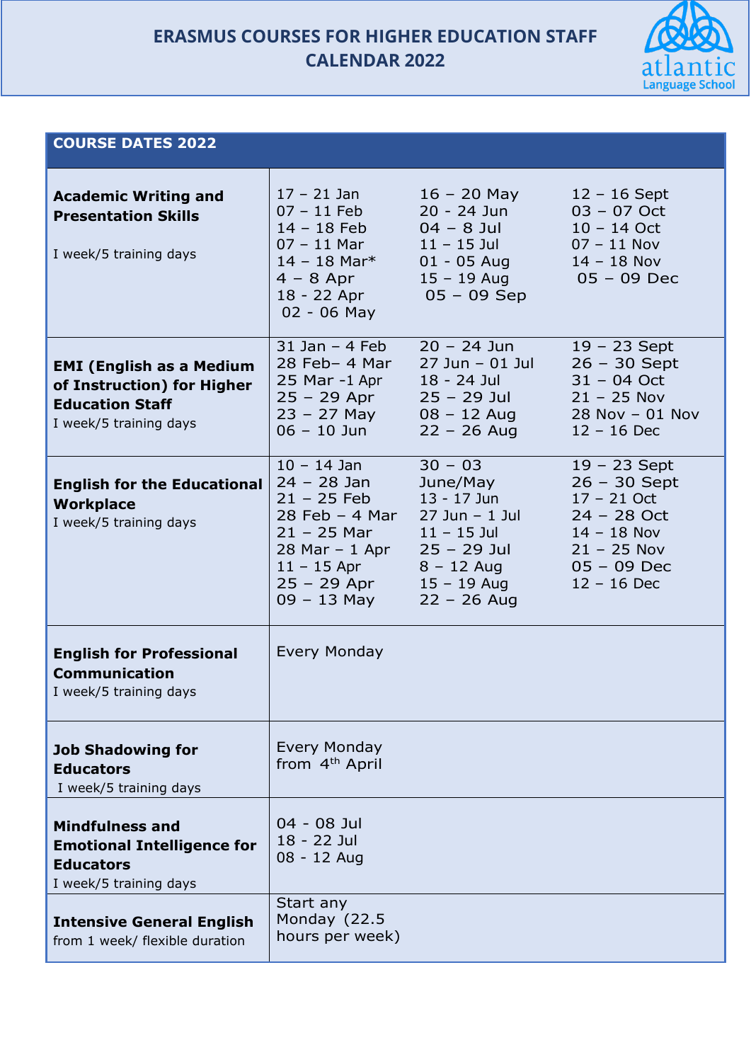# ERASMUS COURSES FOR HIGHER EDUCATION STAFF CALENDAR 2022

atlantic Language School

| COURSE DATES 2022 | | | |
|---|---|---|---|
| **Academic Writing and Presentation Skills**<br><br>I week/5 training days | 17 – 21 Jan<br>07 – 11 Feb<br>14 – 18 Feb<br>07 – 11 Mar<br>14 – 18 Mar*<br>4 – 8 Apr<br>18 - 22 Apr<br>02 - 06 May | 16 – 20 May<br>20 - 24 Jun<br>04 – 8 Jul<br>11 – 15 Jul<br>01 - 05 Aug<br>15 – 19 Aug<br>05 – 09 Sep | 12 – 16 Sept<br>03 – 07 Oct<br>10 – 14 Oct<br>07 – 11 Nov<br>14 – 18 Nov<br>05 – 09 Dec |
| **EMI (English as a Medium of Instruction) for Higher Education Staff**<br>I week/5 training days | 31 Jan – 4 Feb<br>28 Feb– 4 Mar<br>25 Mar -1 Apr<br>25 – 29 Apr<br>23 – 27 May<br>06 – 10 Jun | 20 – 24 Jun<br>27 Jun – 01 Jul<br>18 - 24 Jul<br>25 – 29 Jul<br>08 – 12 Aug<br>22 – 26 Aug | 19 – 23 Sept<br>26 – 30 Sept<br>31 – 04 Oct<br>21 – 25 Nov<br>28 Nov – 01 Nov<br>12 – 16 Dec |
| **English for the Educational Workplace**<br>I week/5 training days | 10 – 14 Jan<br>24 – 28 Jan<br>21 – 25 Feb<br>28 Feb – 4 Mar<br>21 – 25 Mar<br>28 Mar – 1 Apr<br>11 – 15 Apr<br>25 – 29 Apr<br>09 – 13 May | 30 – 03 June/May<br>13 - 17 Jun<br>27 Jun – 1 Jul<br>11 – 15 Jul<br>25 – 29 Jul<br>8 – 12 Aug<br>15 – 19 Aug<br>22 – 26 Aug | 19 – 23 Sept<br>26 – 30 Sept<br>17 – 21 Oct<br>24 – 28 Oct<br>14 – 18 Nov<br>21 – 25 Nov<br>05 – 09 Dec<br>12 – 16 Dec |
| **English for Professional Communication**<br>I week/5 training days | Every Monday | | |
| **Job Shadowing for Educators**<br>I week/5 training days | Every Monday from 4th April | | |
| **Mindfulness and Emotional Intelligence for Educators**<br>I week/5 training days | 04 - 08 Jul<br>18 - 22 Jul<br>08 - 12 Aug | | |
| **Intensive General English**<br>from 1 week/ flexible duration | Start any Monday (22.5 hours per week) | | |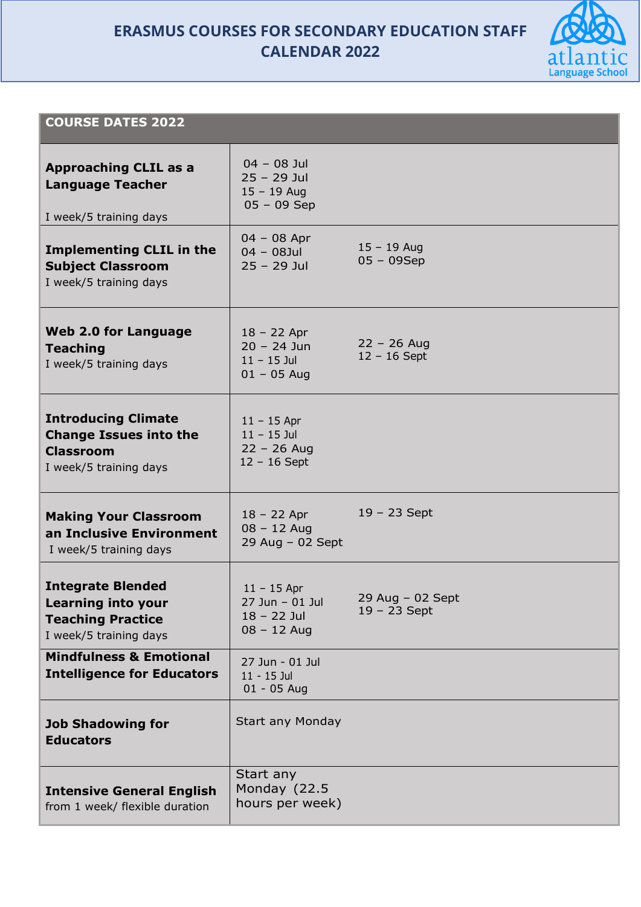# ERASMUS COURSES FOR SECONDARY EDUCATION STAFF CALENDAR 2022

atlantic Language School

| COURSE DATES 2022 | |
|---|---|
| **Approaching CLIL as a Language Teacher**<br>I week/5 training days | 04 – 08 Jul<br>25 – 29 Jul<br>15 – 19 Aug<br>05 – 09 Sep |
| **Implementing CLIL in the Subject Classroom**<br>I week/5 training days | 04 – 08 Apr<br>04 – 08Jul<br>25 – 29 Jul<br>15 – 19 Aug<br>05 – 09Sep |
| **Web 2.0 for Language Teaching**<br>I week/5 training days | 18 – 22 Apr<br>20 – 24 Jun<br>11 – 15 Jul<br>01 – 05 Aug<br>22 – 26 Aug<br>12 – 16 Sept |
| **Introducing Climate Change Issues into the Classroom**<br>I week/5 training days | 11 – 15 Apr<br>11 – 15 Jul<br>22 – 26 Aug<br>12 – 16 Sept |
| **Making Your Classroom an Inclusive Environment**<br>I week/5 training days | 18 – 22 Apr<br>08 – 12 Aug<br>29 Aug – 02 Sept<br>19 – 23 Sept |
| **Integrate Blended Learning into your Teaching Practice**<br>I week/5 training days | 11 – 15 Apr<br>27 Jun – 01 Jul<br>18 – 22 Jul<br>08 – 12 Aug<br>29 Aug – 02 Sept<br>19 – 23 Sept |
| **Mindfulness & Emotional Intelligence for Educators** | 27 Jun - 01 Jul<br>11 - 15 Jul<br>01 - 05 Aug |
| **Job Shadowing for Educators** | Start any Monday |
| **Intensive General English**<br>from 1 week/ flexible duration | Start any Monday (22.5 hours per week) |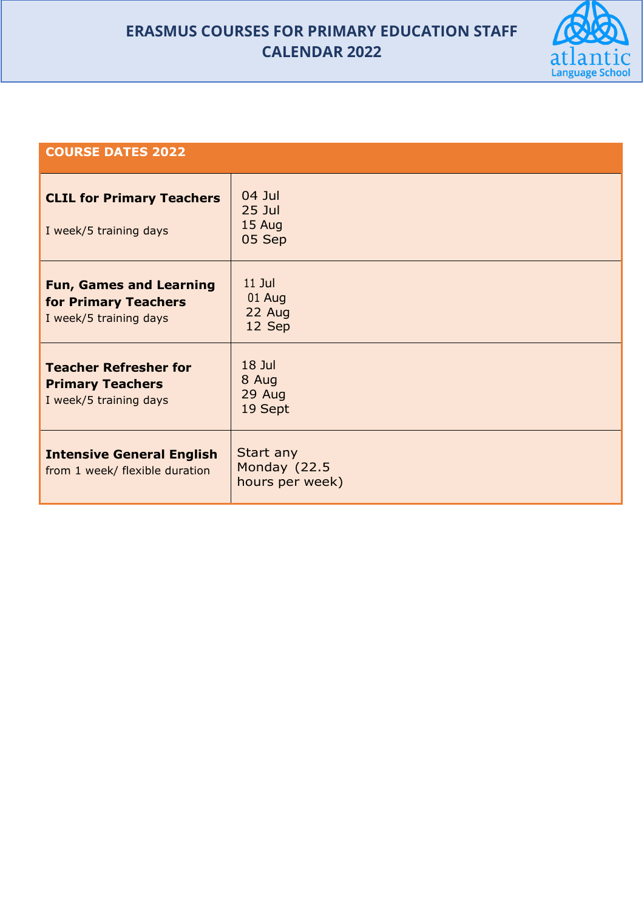# ERASMUS COURSES FOR PRIMARY EDUCATION STAFF CALENDAR 2022

| COURSE DATES 2022 | |
|---|---|
| **CLIL for Primary Teachers**<br><br>I week/5 training days | 04 Jul<br>25 Jul<br>15 Aug<br>05 Sep |
| **Fun, Games and Learning for Primary Teachers**<br>I week/5 training days | 11 Jul<br>01 Aug<br>22 Aug<br>12 Sep |
| **Teacher Refresher for Primary Teachers**<br>I week/5 training days | 18 Jul<br>8 Aug<br>29 Aug<br>19 Sept |
| **Intensive General English**<br>from 1 week/ flexible duration | Start any Monday (22.5 hours per week) |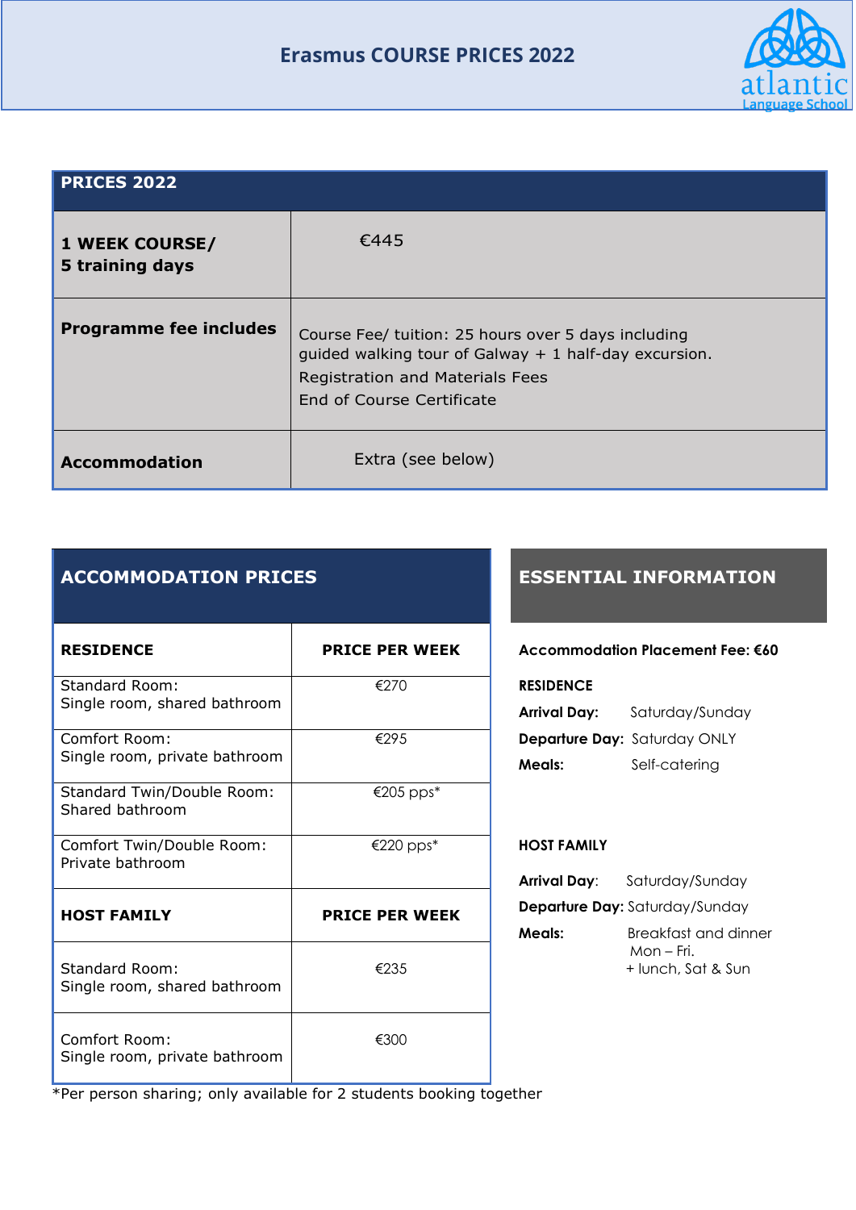# Erasmus COURSE PRICES 2022

| PRICES 2022 | |
|---|---|
| **1 WEEK COURSE/ 5 training days** | €445 |
| **Programme fee includes** | Course Fee/ tuition: 25 hours over 5 days including guided walking tour of Galway + 1 half-day excursion.<br>Registration and Materials Fees<br>End of Course Certificate |
| **Accommodation** | Extra (see below) |

## ACCOMMODATION PRICES

| **RESIDENCE** | **PRICE PER WEEK** |
|---|---|
| Standard Room: Single room, shared bathroom | €270 |
| Comfort Room: Single room, private bathroom | €295 |
| Standard Twin/Double Room: Shared bathroom | €205 pps* |
| Comfort Twin/Double Room: Private bathroom | €220 pps* |
| **HOST FAMILY** | **PRICE PER WEEK** |
| Standard Room: Single room, shared bathroom | €235 |
| Comfort Room: Single room, private bathroom | €300 |

*Per person sharing; only available for 2 students booking together

## ESSENTIAL INFORMATION

**Accommodation Placement Fee: €60**

**RESIDENCE**

**Arrival Day:** Saturday/Sunday

**Departure Day:** Saturday ONLY

**Meals:** Self-catering

**HOST FAMILY**

**Arrival Day**: Saturday/Sunday

**Departure Day:** Saturday/Sunday

**Meals:** Breakfast and dinner Mon – Fri. + lunch, Sat & Sun